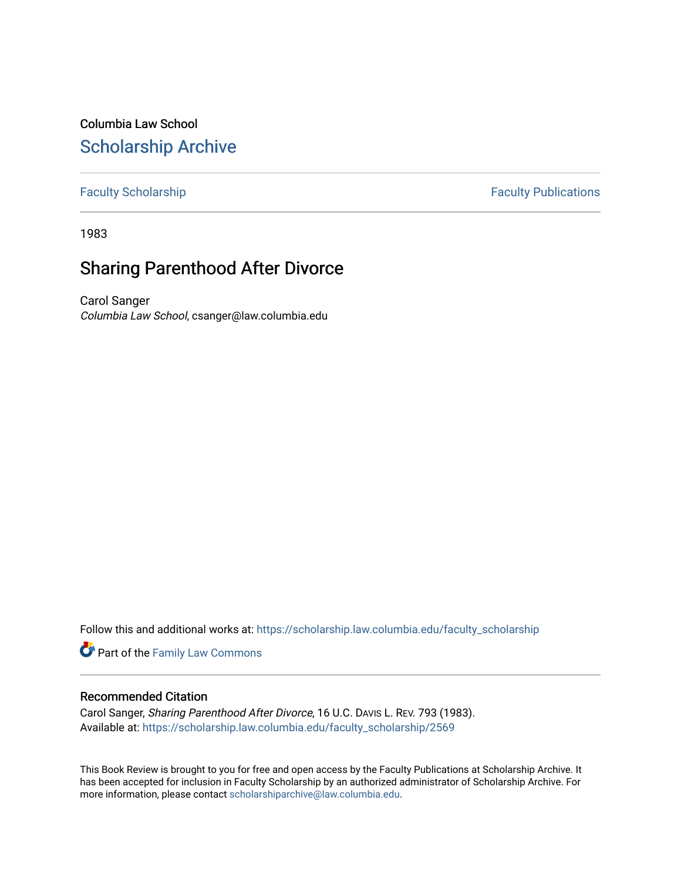Columbia Law School

# Scholarship Archive

Faculty Scholarship | Faculty Publications

1983

## Sharing Parenthood After Divorce

Carol Sanger
*Columbia Law School*, csanger@law.columbia.edu

Follow this and additional works at: https://scholarship.law.columbia.edu/faculty_scholarship

Part of the Family Law Commons

### Recommended Citation

Carol Sanger, *Sharing Parenthood After Divorce*, 16 U.C. Davis L. Rev. 793 (1983).
Available at: https://scholarship.law.columbia.edu/faculty_scholarship/2569

This Book Review is brought to you for free and open access by the Faculty Publications at Scholarship Archive. It has been accepted for inclusion in Faculty Scholarship by an authorized administrator of Scholarship Archive. For more information, please contact scholarshiparchive@law.columbia.edu.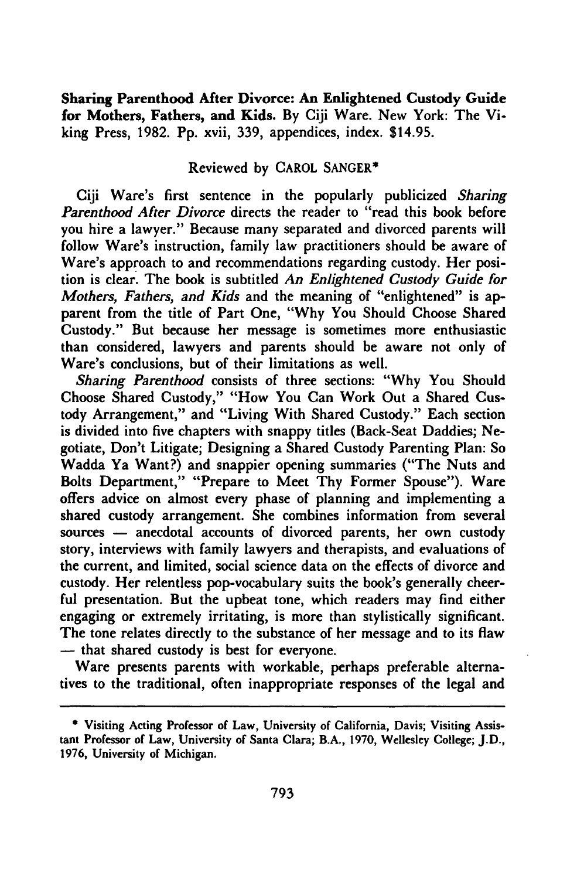**Sharing Parenthood After Divorce: An Enlightened Custody Guide for Mothers, Fathers, and Kids.** By Ciji Ware. New York: The Viking Press, 1982. Pp. xvii, 339, appendices, index. $14.95.

Reviewed by CAROL SANGER*

Ciji Ware's first sentence in the popularly publicized *Sharing Parenthood After Divorce* directs the reader to "read this book before you hire a lawyer." Because many separated and divorced parents will follow Ware's instruction, family law practitioners should be aware of Ware's approach to and recommendations regarding custody. Her position is clear. The book is subtitled *An Enlightened Custody Guide for Mothers, Fathers, and Kids* and the meaning of "enlightened" is apparent from the title of Part One, "Why You Should Choose Shared Custody." But because her message is sometimes more enthusiastic than considered, lawyers and parents should be aware not only of Ware's conclusions, but of their limitations as well.

*Sharing Parenthood* consists of three sections: "Why You Should Choose Shared Custody," "How You Can Work Out a Shared Custody Arrangement," and "Living With Shared Custody." Each section is divided into five chapters with snappy titles (Back-Seat Daddies; Negotiate, Don't Litigate; Designing a Shared Custody Parenting Plan: So Wadda Ya Want?) and snappier opening summaries ("The Nuts and Bolts Department," "Prepare to Meet Thy Former Spouse"). Ware offers advice on almost every phase of planning and implementing a shared custody arrangement. She combines information from several sources — anecdotal accounts of divorced parents, her own custody story, interviews with family lawyers and therapists, and evaluations of the current, and limited, social science data on the effects of divorce and custody. Her relentless pop-vocabulary suits the book's generally cheerful presentation. But the upbeat tone, which readers may find either engaging or extremely irritating, is more than stylistically significant. The tone relates directly to the substance of her message and to its flaw — that shared custody is best for everyone.

Ware presents parents with workable, perhaps preferable alternatives to the traditional, often inappropriate responses of the legal and

---

\* Visiting Acting Professor of Law, University of California, Davis; Visiting Assistant Professor of Law, University of Santa Clara; B.A., 1970, Wellesley College; J.D., 1976, University of Michigan.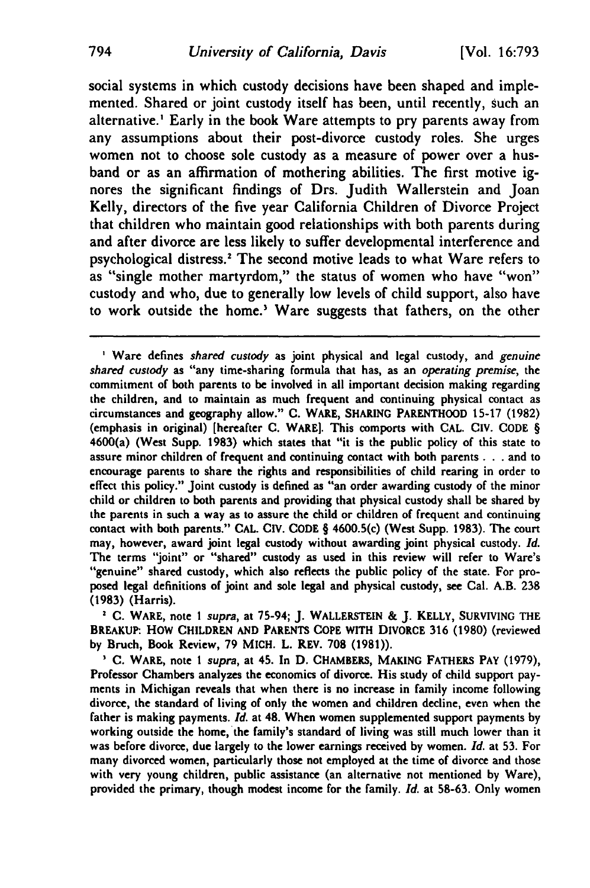social systems in which custody decisions have been shaped and implemented. Shared or joint custody itself has been, until recently, such an alternative.[1] Early in the book Ware attempts to pry parents away from any assumptions about their post-divorce custody roles. She urges women not to choose sole custody as a measure of power over a husband or as an affirmation of mothering abilities. The first motive ignores the significant findings of Drs. Judith Wallerstein and Joan Kelly, directors of the five year California Children of Divorce Project that children who maintain good relationships with both parents during and after divorce are less likely to suffer developmental interference and psychological distress.[2] The second motive leads to what Ware refers to as "single mother martyrdom," the status of women who have "won" custody and who, due to generally low levels of child support, also have to work outside the home.[3] Ware suggests that fathers, on the other

---

[1] Ware defines *shared custody* as joint physical and legal custody, and *genuine shared custody* as "any time-sharing formula that has, as an *operating premise*, the commitment of both parents to be involved in all important decision making regarding the children, and to maintain as much frequent and continuing physical contact as circumstances and geography allow." C. WARE, SHARING PARENTHOOD 15-17 (1982) (emphasis in original) [hereafter C. WARE]. This comports with CAL. CIV. CODE § 4600(a) (West Supp. 1983) which states that "it is the public policy of this state to assure minor children of frequent and continuing contact with both parents . . . and to encourage parents to share the rights and responsibilities of child rearing in order to effect this policy." Joint custody is defined as "an order awarding custody of the minor child or children to both parents and providing that physical custody shall be shared by the parents in such a way as to assure the child or children of frequent and continuing contact with both parents." CAL. CIV. CODE § 4600.5(c) (West Supp. 1983). The court may, however, award joint legal custody without awarding joint physical custody. *Id.* The terms "joint" or "shared" custody as used in this review will refer to Ware's "genuine" shared custody, which also reflects the public policy of the state. For proposed legal definitions of joint and sole legal and physical custody, see Cal. A.B. 238 (1983) (Harris).

[2] C. WARE, note 1 *supra*, at 75-94; J. WALLERSTEIN & J. KELLY, SURVIVING THE BREAKUP: HOW CHILDREN AND PARENTS COPE WITH DIVORCE 316 (1980) (reviewed by Bruch, Book Review, 79 MICH. L. REV. 708 (1981)).

[3] C. WARE, note 1 *supra*, at 45. In D. CHAMBERS, MAKING FATHERS PAY (1979), Professor Chambers analyzes the economics of divorce. His study of child support payments in Michigan reveals that when there is no increase in family income following divorce, the standard of living of only the women and children decline, even when the father is making payments. *Id.* at 48. When women supplemented support payments by working outside the home, the family's standard of living was still much lower than it was before divorce, due largely to the lower earnings received by women. *Id.* at 53. For many divorced women, particularly those not employed at the time of divorce and those with very young children, public assistance (an alternative not mentioned by Ware), provided the primary, though modest income for the family. *Id.* at 58-63. Only women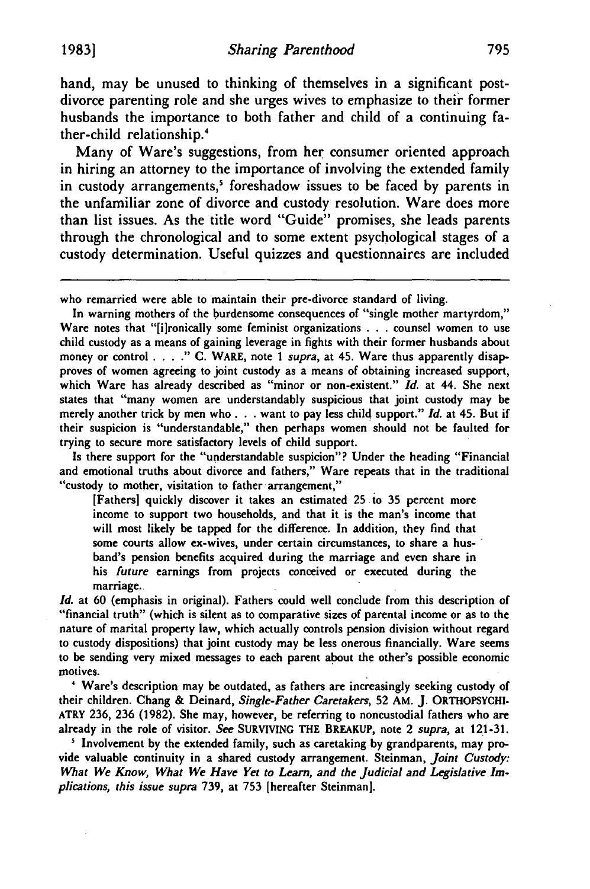hand, may be unused to thinking of themselves in a significant post-divorce parenting role and she urges wives to emphasize to their former husbands the importance to both father and child of a continuing father-child relationship.[4]

Many of Ware's suggestions, from her consumer oriented approach in hiring an attorney to the importance of involving the extended family in custody arrangements,[5] foreshadow issues to be faced by parents in the unfamiliar zone of divorce and custody resolution. Ware does more than list issues. As the title word "Guide" promises, she leads parents through the chronological and to some extent psychological stages of a custody determination. Useful quizzes and questionnaires are included

---

who remarried were able to maintain their pre-divorce standard of living.

In warning mothers of the burdensome consequences of "single mother martyrdom," Ware notes that "[i]ronically some feminist organizations . . . counsel women to use child custody as a means of gaining leverage in fights with their former husbands about money or control . . . ." C. WARE, note 1 *supra*, at 45. Ware thus apparently disapproves of women agreeing to joint custody as a means of obtaining increased support, which Ware has already described as "minor or non-existent." *Id.* at 44. She next states that "many women are understandably suspicious that joint custody may be merely another trick by men who . . . want to pay less child support." *Id.* at 45. But if their suspicion is "understandable," then perhaps women should not be faulted for trying to secure more satisfactory levels of child support.

Is there support for the "understandable suspicion"? Under the heading "Financial and emotional truths about divorce and fathers," Ware repeats that in the traditional "custody to mother, visitation to father arrangement,"

> [Fathers] quickly discover it takes an estimated 25 to 35 percent more income to support two households, and that it is the man's income that will most likely be tapped for the difference. In addition, they find that some courts allow ex-wives, under certain circumstances, to share a husband's pension benefits acquired during the marriage and even share in his *future* earnings from projects conceived or executed during the marriage.

*Id.* at 60 (emphasis in original). Fathers could well conclude from this description of "financial truth" (which is silent as to comparative sizes of parental income or as to the nature of marital property law, which actually controls pension division without regard to custody dispositions) that joint custody may be less onerous financially. Ware seems to be sending very mixed messages to each parent about the other's possible economic motives.

[4] Ware's description may be outdated, as fathers are increasingly seeking custody of their children. Chang & Deinard, *Single-Father Caretakers*, 52 AM. J. ORTHOPSYCHIATRY 236, 236 (1982). She may, however, be referring to noncustodial fathers who are already in the role of visitor. *See* SURVIVING THE BREAKUP, note 2 *supra*, at 121-31.

[5] Involvement by the extended family, such as caretaking by grandparents, may provide valuable continuity in a shared custody arrangement. Steinman, *Joint Custody: What We Know, What We Have Yet to Learn, and the Judicial and Legislative Implications, this issue supra* 739, at 753 [hereafter Steinman].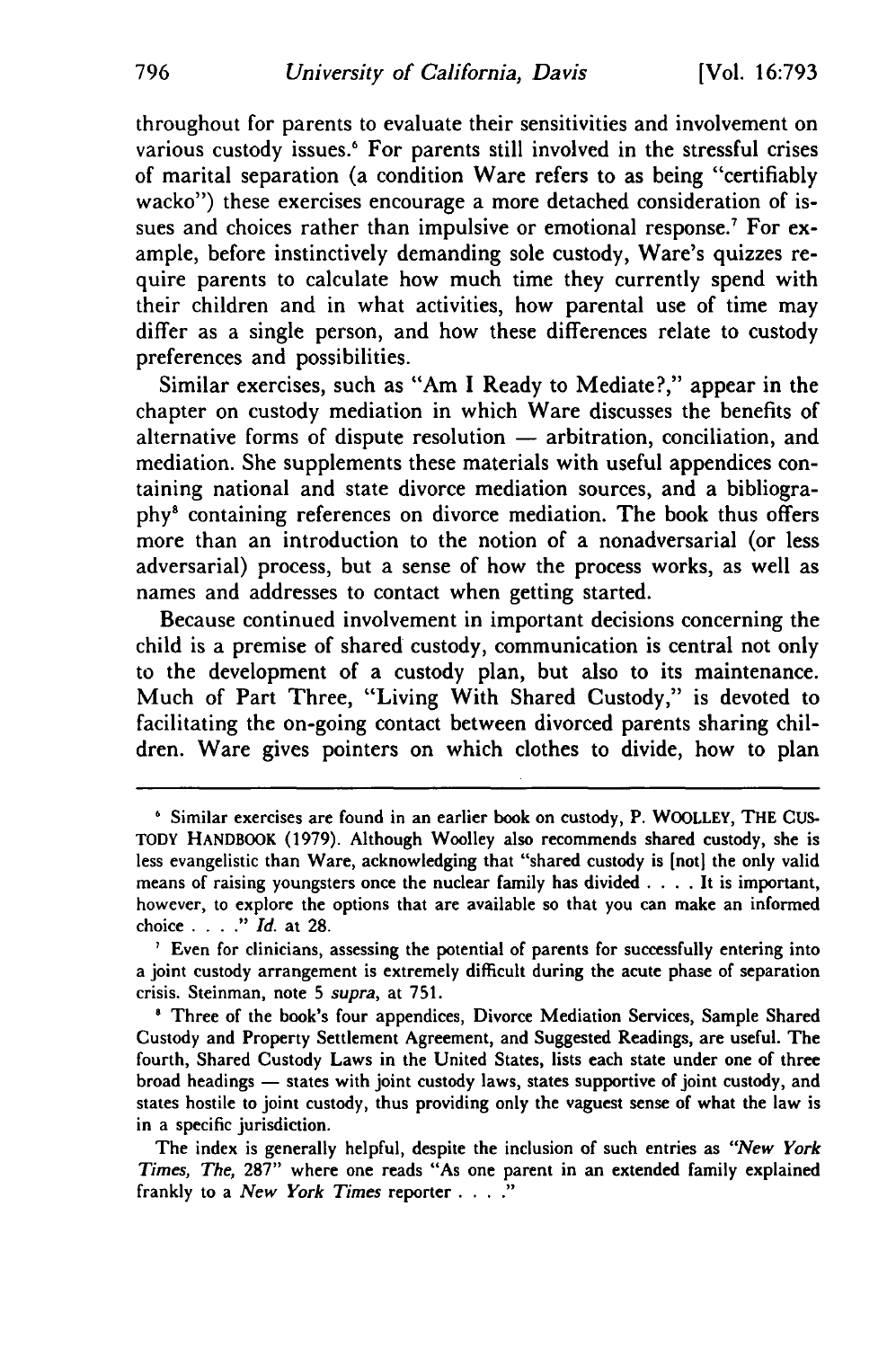throughout for parents to evaluate their sensitivities and involvement on various custody issues.[6] For parents still involved in the stressful crises of marital separation (a condition Ware refers to as being "certifiably wacko") these exercises encourage a more detached consideration of issues and choices rather than impulsive or emotional response.[7] For example, before instinctively demanding sole custody, Ware's quizzes require parents to calculate how much time they currently spend with their children and in what activities, how parental use of time may differ as a single person, and how these differences relate to custody preferences and possibilities.

Similar exercises, such as "Am I Ready to Mediate?," appear in the chapter on custody mediation in which Ware discusses the benefits of alternative forms of dispute resolution — arbitration, conciliation, and mediation. She supplements these materials with useful appendices containing national and state divorce mediation sources, and a bibliography[8] containing references on divorce mediation. The book thus offers more than an introduction to the notion of a nonadversarial (or less adversarial) process, but a sense of how the process works, as well as names and addresses to contact when getting started.

Because continued involvement in important decisions concerning the child is a premise of shared custody, communication is central not only to the development of a custody plan, but also to its maintenance. Much of Part Three, "Living With Shared Custody," is devoted to facilitating the on-going contact between divorced parents sharing children. Ware gives pointers on which clothes to divide, how to plan

---

[6] Similar exercises are found in an earlier book on custody, P. WOOLLEY, THE CUSTODY HANDBOOK (1979). Although Woolley also recommends shared custody, she is less evangelistic than Ware, acknowledging that "shared custody is [not] the only valid means of raising youngsters once the nuclear family has divided . . . . It is important, however, to explore the options that are available so that you can make an informed choice . . . ." *Id.* at 28.

[7] Even for clinicians, assessing the potential of parents for successfully entering into a joint custody arrangement is extremely difficult during the acute phase of separation crisis. Steinman, note 5 *supra*, at 751.

[8] Three of the book's four appendices, Divorce Mediation Services, Sample Shared Custody and Property Settlement Agreement, and Suggested Readings, are useful. The fourth, Shared Custody Laws in the United States, lists each state under one of three broad headings — states with joint custody laws, states supportive of joint custody, and states hostile to joint custody, thus providing only the vaguest sense of what the law is in a specific jurisdiction.

The index is generally helpful, despite the inclusion of such entries as *"New York Times, The,* 287" where one reads "As one parent in an extended family explained frankly to a *New York Times* reporter . . . ."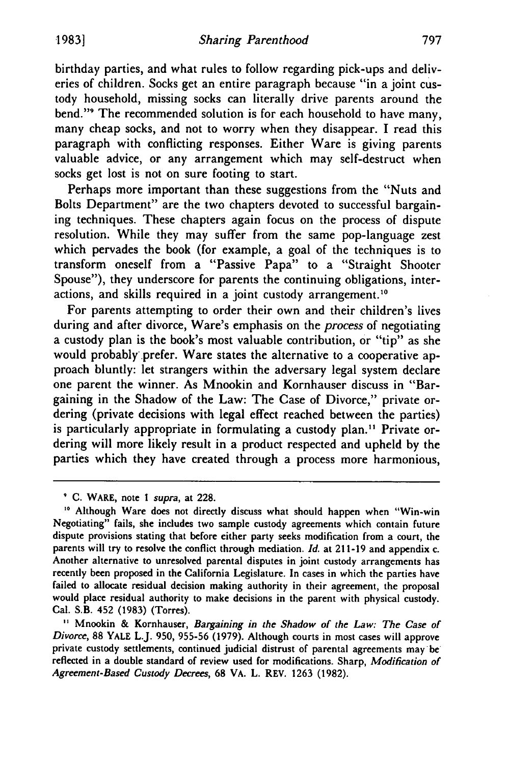birthday parties, and what rules to follow regarding pick-ups and deliveries of children. Socks get an entire paragraph because "in a joint custody household, missing socks can literally drive parents around the bend."[9] The recommended solution is for each household to have many, many cheap socks, and not to worry when they disappear. I read this paragraph with conflicting responses. Either Ware is giving parents valuable advice, or any arrangement which may self-destruct when socks get lost is not on sure footing to start.

Perhaps more important than these suggestions from the "Nuts and Bolts Department" are the two chapters devoted to successful bargaining techniques. These chapters again focus on the process of dispute resolution. While they may suffer from the same pop-language zest which pervades the book (for example, a goal of the techniques is to transform oneself from a "Passive Papa" to a "Straight Shooter Spouse"), they underscore for parents the continuing obligations, interactions, and skills required in a joint custody arrangement.[10]

For parents attempting to order their own and their children's lives during and after divorce, Ware's emphasis on the *process* of negotiating a custody plan is the book's most valuable contribution, or "tip" as she would probably prefer. Ware states the alternative to a cooperative approach bluntly: let strangers within the adversary legal system declare one parent the winner. As Mnookin and Kornhauser discuss in "Bargaining in the Shadow of the Law: The Case of Divorce," private ordering (private decisions with legal effect reached between the parties) is particularly appropriate in formulating a custody plan.[11] Private ordering will more likely result in a product respected and upheld by the parties which they have created through a process more harmonious,

---

[9] C. WARE, note 1 *supra*, at 228.

[10] Although Ware does not directly discuss what should happen when "Win-win Negotiating" fails, she includes two sample custody agreements which contain future dispute provisions stating that before either party seeks modification from a court, the parents will try to resolve the conflict through mediation. *Id.* at 211-19 and appendix c. Another alternative to unresolved parental disputes in joint custody arrangements has recently been proposed in the California Legislature. In cases in which the parties have failed to allocate residual decision making authority in their agreement, the proposal would place residual authority to make decisions in the parent with physical custody. Cal. S.B. 452 (1983) (Torres).

[11] Mnookin & Kornhauser, *Bargaining in the Shadow of the Law: The Case of Divorce*, 88 YALE L.J. 950, 955-56 (1979). Although courts in most cases will approve private custody settlements, continued judicial distrust of parental agreements may be reflected in a double standard of review used for modifications. Sharp, *Modification of Agreement-Based Custody Decrees*, 68 VA. L. REV. 1263 (1982).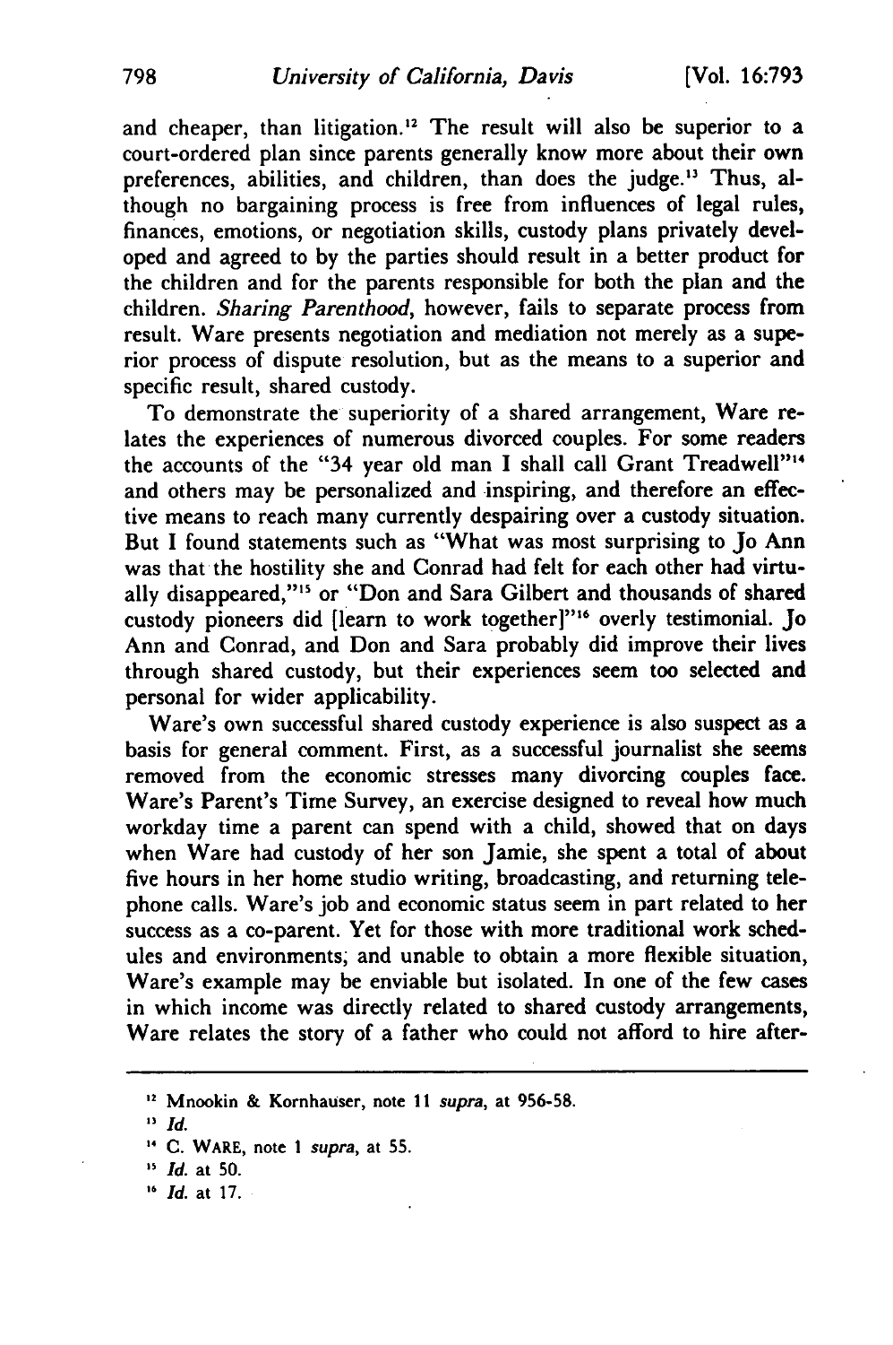and cheaper, than litigation.[12] The result will also be superior to a court-ordered plan since parents generally know more about their own preferences, abilities, and children, than does the judge.[13] Thus, although no bargaining process is free from influences of legal rules, finances, emotions, or negotiation skills, custody plans privately developed and agreed to by the parties should result in a better product for the children and for the parents responsible for both the plan and the children. *Sharing Parenthood*, however, fails to separate process from result. Ware presents negotiation and mediation not merely as a superior process of dispute resolution, but as the means to a superior and specific result, shared custody.

To demonstrate the superiority of a shared arrangement, Ware relates the experiences of numerous divorced couples. For some readers the accounts of the "34 year old man I shall call Grant Treadwell"[14] and others may be personalized and inspiring, and therefore an effective means to reach many currently despairing over a custody situation. But I found statements such as "What was most surprising to Jo Ann was that the hostility she and Conrad had felt for each other had virtually disappeared,"[15] or "Don and Sara Gilbert and thousands of shared custody pioneers did [learn to work together]"[16] overly testimonial. Jo Ann and Conrad, and Don and Sara probably did improve their lives through shared custody, but their experiences seem too selected and personal for wider applicability.

Ware's own successful shared custody experience is also suspect as a basis for general comment. First, as a successful journalist she seems removed from the economic stresses many divorcing couples face. Ware's Parent's Time Survey, an exercise designed to reveal how much workday time a parent can spend with a child, showed that on days when Ware had custody of her son Jamie, she spent a total of about five hours in her home studio writing, broadcasting, and returning telephone calls. Ware's job and economic status seem in part related to her success as a co-parent. Yet for those with more traditional work schedules and environments, and unable to obtain a more flexible situation, Ware's example may be enviable but isolated. In one of the few cases in which income was directly related to shared custody arrangements, Ware relates the story of a father who could not afford to hire after-

---

[12] Mnookin & Kornhauser, note 11 *supra*, at 956-58.

[13] *Id.*

[14] C. WARE, note 1 *supra*, at 55.

[15] *Id.* at 50.

[16] *Id.* at 17.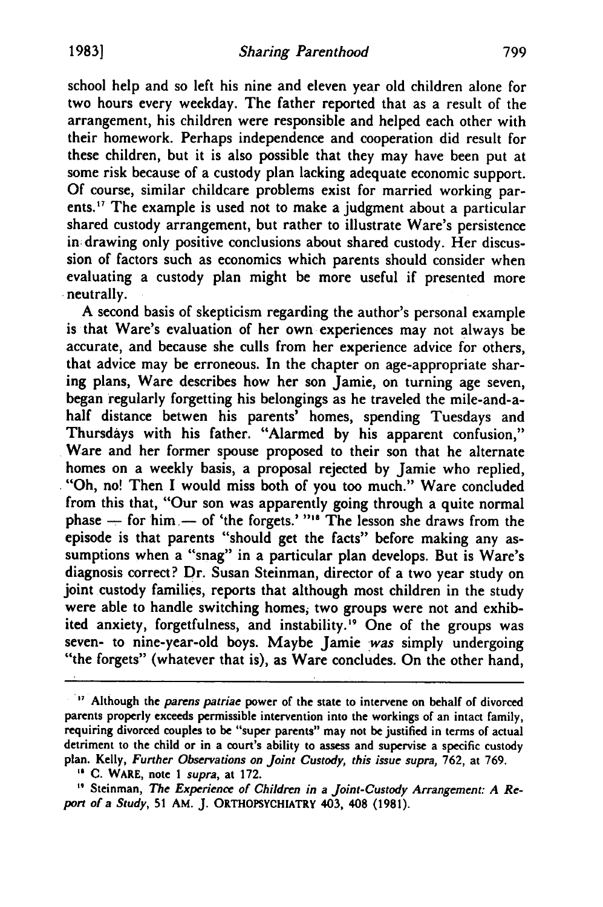school help and so left his nine and eleven year old children alone for two hours every weekday. The father reported that as a result of the arrangement, his children were responsible and helped each other with their homework. Perhaps independence and cooperation did result for these children, but it is also possible that they may have been put at some risk because of a custody plan lacking adequate economic support. Of course, similar childcare problems exist for married working parents.[17] The example is used not to make a judgment about a particular shared custody arrangement, but rather to illustrate Ware's persistence in drawing only positive conclusions about shared custody. Her discussion of factors such as economics which parents should consider when evaluating a custody plan might be more useful if presented more neutrally.

A second basis of skepticism regarding the author's personal example is that Ware's evaluation of her own experiences may not always be accurate, and because she culls from her experience advice for others, that advice may be erroneous. In the chapter on age-appropriate sharing plans, Ware describes how her son Jamie, on turning age seven, began regularly forgetting his belongings as he traveled the mile-and-a-half distance betwen his parents' homes, spending Tuesdays and Thursdays with his father. "Alarmed by his apparent confusion," Ware and her former spouse proposed to their son that he alternate homes on a weekly basis, a proposal rejected by Jamie who replied, "Oh, no! Then I would miss both of you too much." Ware concluded from this that, "Our son was apparently going through a quite normal phase — for him — of 'the forgets.' "[18] The lesson she draws from the episode is that parents "should get the facts" before making any assumptions when a "snag" in a particular plan develops. But is Ware's diagnosis correct? Dr. Susan Steinman, director of a two year study on joint custody families, reports that although most children in the study were able to handle switching homes, two groups were not and exhibited anxiety, forgetfulness, and instability.[19] One of the groups was seven- to nine-year-old boys. Maybe Jamie *was* simply undergoing "the forgets" (whatever that is), as Ware concludes. On the other hand,

---

[17] Although the *parens patriae* power of the state to intervene on behalf of divorced parents properly exceeds permissible intervention into the workings of an intact family, requiring divorced couples to be "super parents" may not be justified in terms of actual detriment to the child or in a court's ability to assess and supervise a specific custody plan. Kelly, *Further Observations on Joint Custody, this issue supra*, 762, at 769.

[18] C. WARE, note 1 *supra*, at 172.

[19] Steinman, *The Experience of Children in a Joint-Custody Arrangement: A Report of a Study*, 51 AM. J. ORTHOPSYCHIATRY 403, 408 (1981).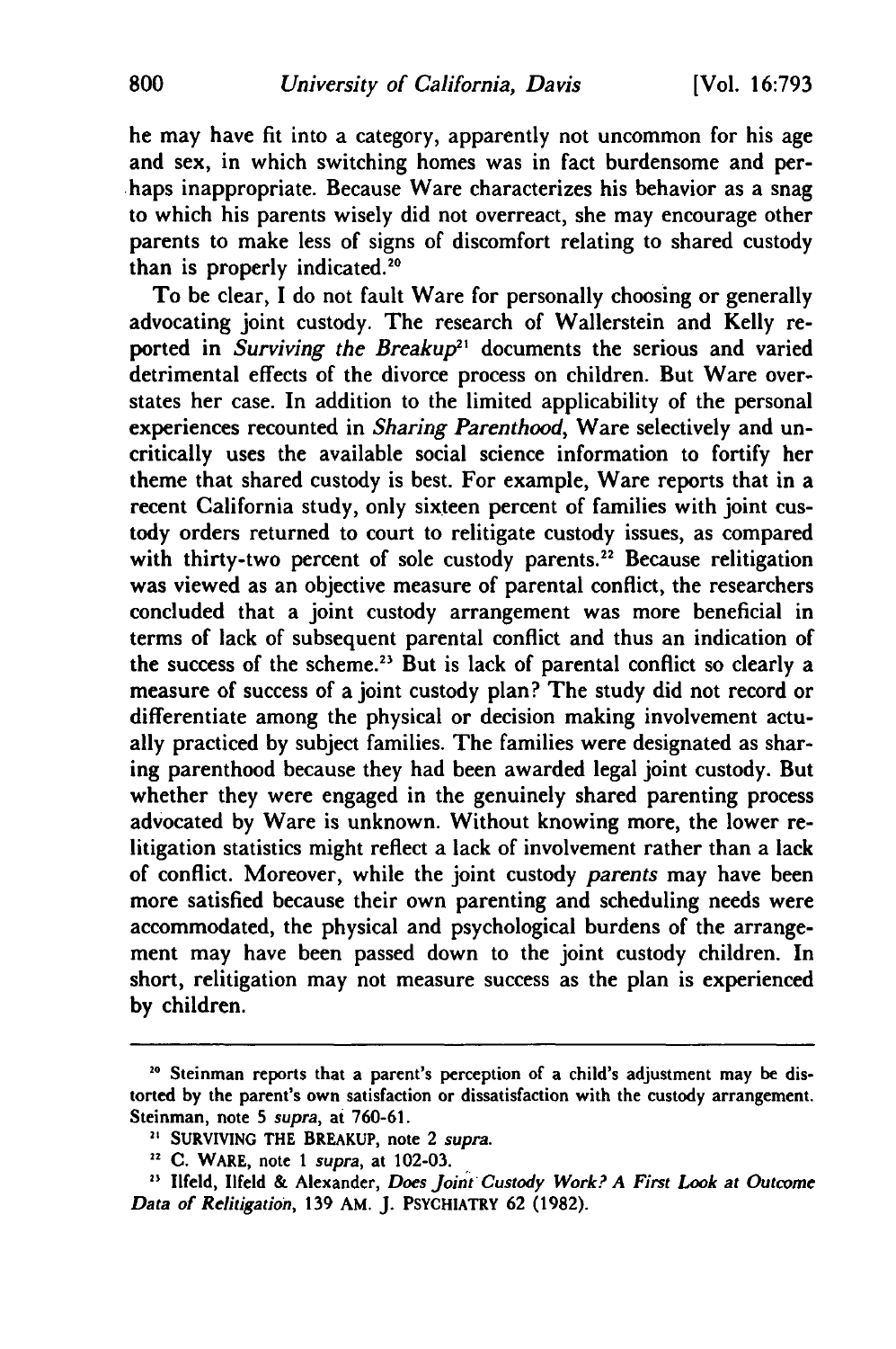he may have fit into a category, apparently not uncommon for his age and sex, in which switching homes was in fact burdensome and perhaps inappropriate. Because Ware characterizes his behavior as a snag to which his parents wisely did not overreact, she may encourage other parents to make less of signs of discomfort relating to shared custody than is properly indicated.[20]

To be clear, I do not fault Ware for personally choosing or generally advocating joint custody. The research of Wallerstein and Kelly reported in *Surviving the Breakup*[21] documents the serious and varied detrimental effects of the divorce process on children. But Ware overstates her case. In addition to the limited applicability of the personal experiences recounted in *Sharing Parenthood*, Ware selectively and uncritically uses the available social science information to fortify her theme that shared custody is best. For example, Ware reports that in a recent California study, only sixteen percent of families with joint custody orders returned to court to relitigate custody issues, as compared with thirty-two percent of sole custody parents.[22] Because relitigation was viewed as an objective measure of parental conflict, the researchers concluded that a joint custody arrangement was more beneficial in terms of lack of subsequent parental conflict and thus an indication of the success of the scheme.[23] But is lack of parental conflict so clearly a measure of success of a joint custody plan? The study did not record or differentiate among the physical or decision making involvement actually practiced by subject families. The families were designated as sharing parenthood because they had been awarded legal joint custody. But whether they were engaged in the genuinely shared parenting process advocated by Ware is unknown. Without knowing more, the lower relitigation statistics might reflect a lack of involvement rather than a lack of conflict. Moreover, while the joint custody *parents* may have been more satisfied because their own parenting and scheduling needs were accommodated, the physical and psychological burdens of the arrangement may have been passed down to the joint custody children. In short, relitigation may not measure success as the plan is experienced by children.

---

[20] Steinman reports that a parent's perception of a child's adjustment may be distorted by the parent's own satisfaction or dissatisfaction with the custody arrangement. Steinman, note 5 *supra*, at 760-61.

[21] SURVIVING THE BREAKUP, note 2 *supra*.

[22] C. WARE, note 1 *supra*, at 102-03.

[23] Ilfeld, Ilfeld & Alexander, *Does Joint Custody Work? A First Look at Outcome Data of Relitigation*, 139 AM. J. PSYCHIATRY 62 (1982).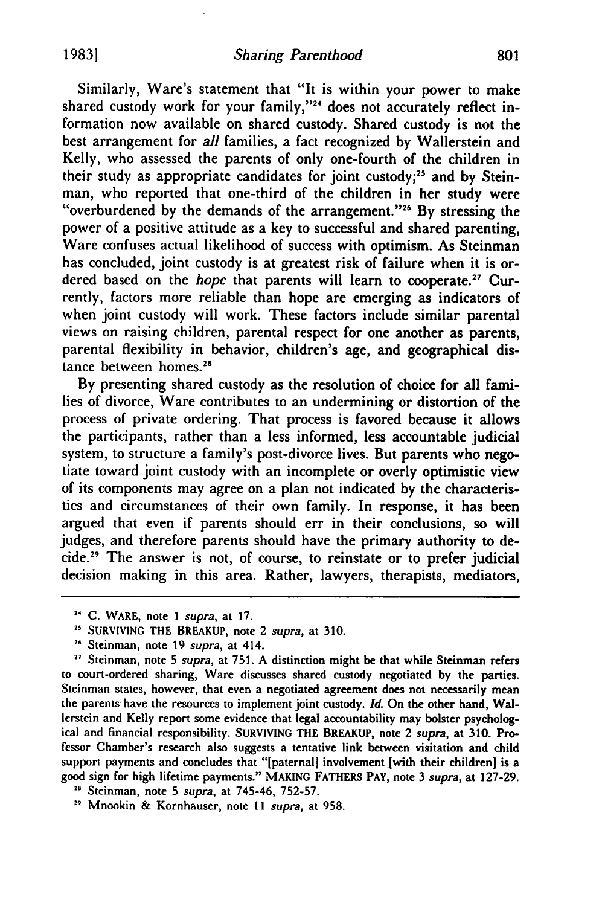Similarly, Ware's statement that "It is within your power to make shared custody work for your family,"[24] does not accurately reflect information now available on shared custody. Shared custody is not the best arrangement for *all* families, a fact recognized by Wallerstein and Kelly, who assessed the parents of only one-fourth of the children in their study as appropriate candidates for joint custody;[25] and by Steinman, who reported that one-third of the children in her study were "overburdened by the demands of the arrangement."[26] By stressing the power of a positive attitude as a key to successful and shared parenting, Ware confuses actual likelihood of success with optimism. As Steinman has concluded, joint custody is at greatest risk of failure when it is ordered based on the *hope* that parents will learn to cooperate.[27] Currently, factors more reliable than hope are emerging as indicators of when joint custody will work. These factors include similar parental views on raising children, parental respect for one another as parents, parental flexibility in behavior, children's age, and geographical distance between homes.[28]

By presenting shared custody as the resolution of choice for all families of divorce, Ware contributes to an undermining or distortion of the process of private ordering. That process is favored because it allows the participants, rather than a less informed, less accountable judicial system, to structure a family's post-divorce lives. But parents who negotiate toward joint custody with an incomplete or overly optimistic view of its components may agree on a plan not indicated by the characteristics and circumstances of their own family. In response, it has been argued that even if parents should err in their conclusions, so will judges, and therefore parents should have the primary authority to decide.[29] The answer is not, of course, to reinstate or to prefer judicial decision making in this area. Rather, lawyers, therapists, mediators,

---

[24] C. WARE, note 1 *supra*, at 17.

[25] SURVIVING THE BREAKUP, note 2 *supra*, at 310.

[26] Steinman, note 19 *supra*, at 414.

[27] Steinman, note 5 *supra*, at 751. A distinction might be that while Steinman refers to court-ordered sharing, Ware discusses shared custody negotiated by the parties. Steinman states, however, that even a negotiated agreement does not necessarily mean the parents have the resources to implement joint custody. *Id.* On the other hand, Wallerstein and Kelly report some evidence that legal accountability may bolster psychological and financial responsibility. SURVIVING THE BREAKUP, note 2 *supra*, at 310. Professor Chamber's research also suggests a tentative link between visitation and child support payments and concludes that "[paternal] involvement [with their children] is a good sign for high lifetime payments." MAKING FATHERS PAY, note 3 *supra*, at 127-29.

[28] Steinman, note 5 *supra*, at 745-46, 752-57.

[29] Mnookin & Kornhauser, note 11 *supra*, at 958.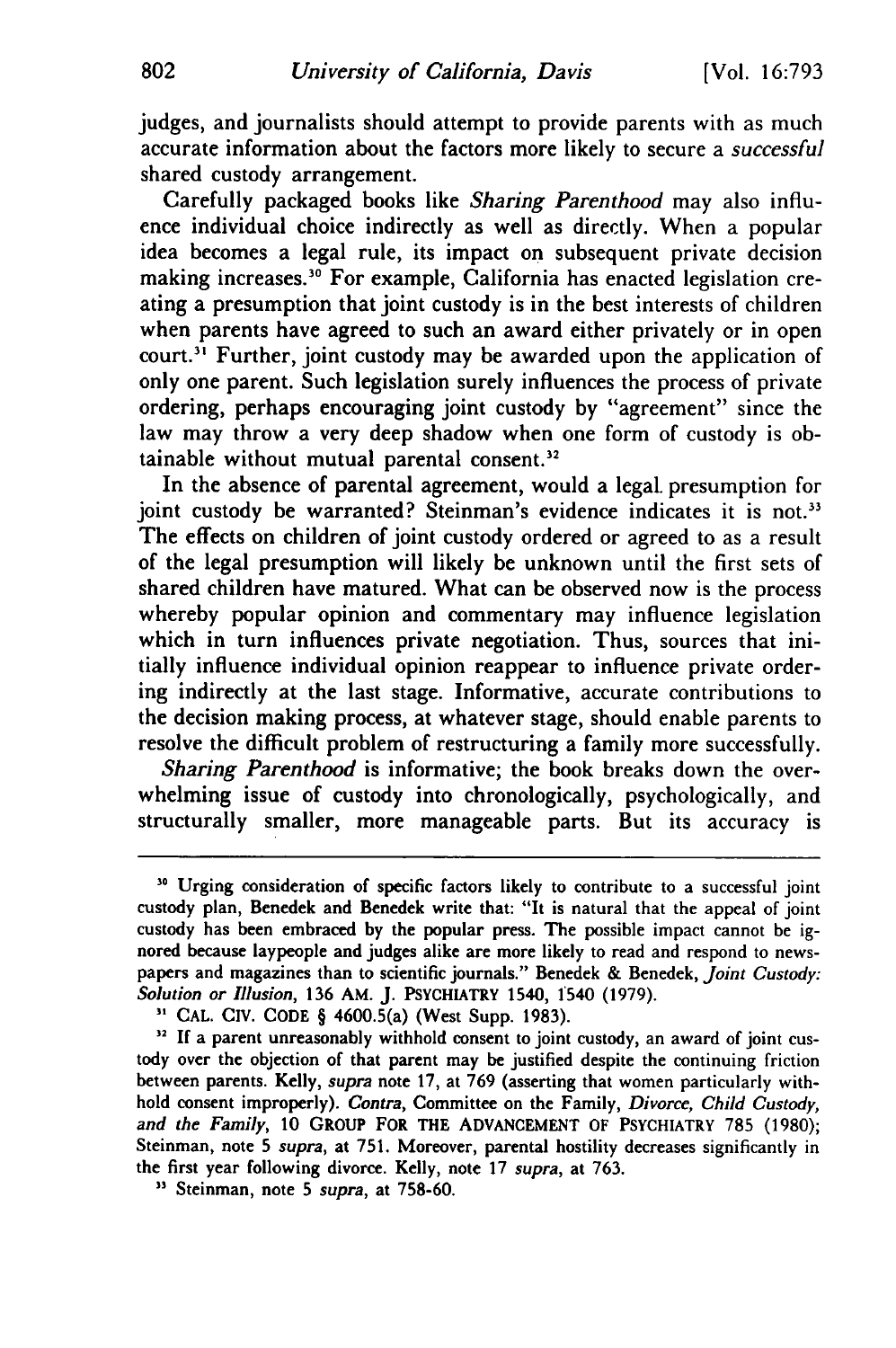judges, and journalists should attempt to provide parents with as much accurate information about the factors more likely to secure a *successful* shared custody arrangement.

Carefully packaged books like *Sharing Parenthood* may also influence individual choice indirectly as well as directly. When a popular idea becomes a legal rule, its impact on subsequent private decision making increases.[30] For example, California has enacted legislation creating a presumption that joint custody is in the best interests of children when parents have agreed to such an award either privately or in open court.[31] Further, joint custody may be awarded upon the application of only one parent. Such legislation surely influences the process of private ordering, perhaps encouraging joint custody by "agreement" since the law may throw a very deep shadow when one form of custody is obtainable without mutual parental consent.[32]

In the absence of parental agreement, would a legal presumption for joint custody be warranted? Steinman's evidence indicates it is not.[33] The effects on children of joint custody ordered or agreed to as a result of the legal presumption will likely be unknown until the first sets of shared children have matured. What can be observed now is the process whereby popular opinion and commentary may influence legislation which in turn influences private negotiation. Thus, sources that initially influence individual opinion reappear to influence private ordering indirectly at the last stage. Informative, accurate contributions to the decision making process, at whatever stage, should enable parents to resolve the difficult problem of restructuring a family more successfully.

*Sharing Parenthood* is informative; the book breaks down the overwhelming issue of custody into chronologically, psychologically, and structurally smaller, more manageable parts. But its accuracy is

---

[30] Urging consideration of specific factors likely to contribute to a successful joint custody plan, Benedek and Benedek write that: "It is natural that the appeal of joint custody has been embraced by the popular press. The possible impact cannot be ignored because laypeople and judges alike are more likely to read and respond to newspapers and magazines than to scientific journals." Benedek & Benedek, *Joint Custody: Solution or Illusion*, 136 AM. J. PSYCHIATRY 1540, 1540 (1979).

[31] CAL. CIV. CODE § 4600.5(a) (West Supp. 1983).

[32] If a parent unreasonably withhold consent to joint custody, an award of joint custody over the objection of that parent may be justified despite the continuing friction between parents. Kelly, *supra* note 17, at 769 (asserting that women particularly withhold consent improperly). *Contra*, Committee on the Family, *Divorce, Child Custody, and the Family*, 10 GROUP FOR THE ADVANCEMENT OF PSYCHIATRY 785 (1980); Steinman, note 5 *supra*, at 751. Moreover, parental hostility decreases significantly in the first year following divorce. Kelly, note 17 *supra*, at 763.

[33] Steinman, note 5 *supra*, at 758-60.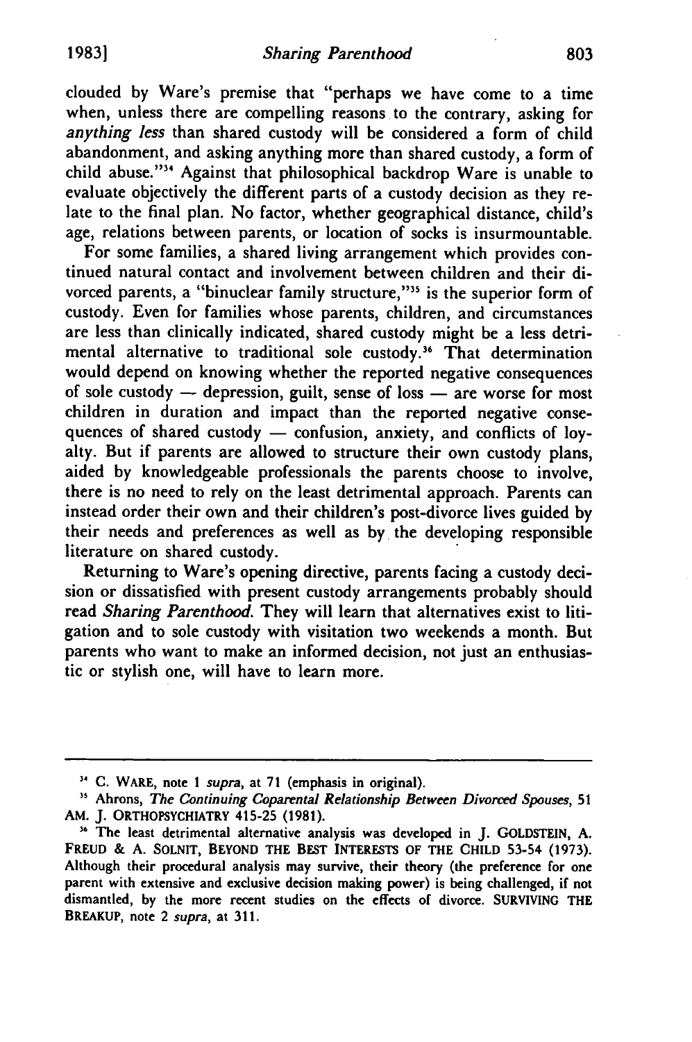clouded by Ware's premise that "perhaps we have come to a time when, unless there are compelling reasons to the contrary, asking for *anything less* than shared custody will be considered a form of child abandonment, and asking anything more than shared custody, a form of child abuse."[34] Against that philosophical backdrop Ware is unable to evaluate objectively the different parts of a custody decision as they relate to the final plan. No factor, whether geographical distance, child's age, relations between parents, or location of socks is insurmountable.

For some families, a shared living arrangement which provides continued natural contact and involvement between children and their divorced parents, a "binuclear family structure,"[35] is the superior form of custody. Even for families whose parents, children, and circumstances are less than clinically indicated, shared custody might be a less detrimental alternative to traditional sole custody.[36] That determination would depend on knowing whether the reported negative consequences of sole custody — depression, guilt, sense of loss — are worse for most children in duration and impact than the reported negative consequences of shared custody — confusion, anxiety, and conflicts of loyalty. But if parents are allowed to structure their own custody plans, aided by knowledgeable professionals the parents choose to involve, there is no need to rely on the least detrimental approach. Parents can instead order their own and their children's post-divorce lives guided by their needs and preferences as well as by the developing responsible literature on shared custody.

Returning to Ware's opening directive, parents facing a custody decision or dissatisfied with present custody arrangements probably should read *Sharing Parenthood*. They will learn that alternatives exist to litigation and to sole custody with visitation two weekends a month. But parents who want to make an informed decision, not just an enthusiastic or stylish one, will have to learn more.

---

[34] C. WARE, note 1 *supra*, at 71 (emphasis in original).

[35] Ahrons, *The Continuing Coparental Relationship Between Divorced Spouses*, 51 AM. J. ORTHOPSYCHIATRY 415-25 (1981).

[36] The least detrimental alternative analysis was developed in J. GOLDSTEIN, A. FREUD & A. SOLNIT, BEYOND THE BEST INTERESTS OF THE CHILD 53-54 (1973). Although their procedural analysis may survive, their theory (the preference for one parent with extensive and exclusive decision making power) is being challenged, if not dismantled, by the more recent studies on the effects of divorce. SURVIVING THE BREAKUP, note 2 *supra*, at 311.